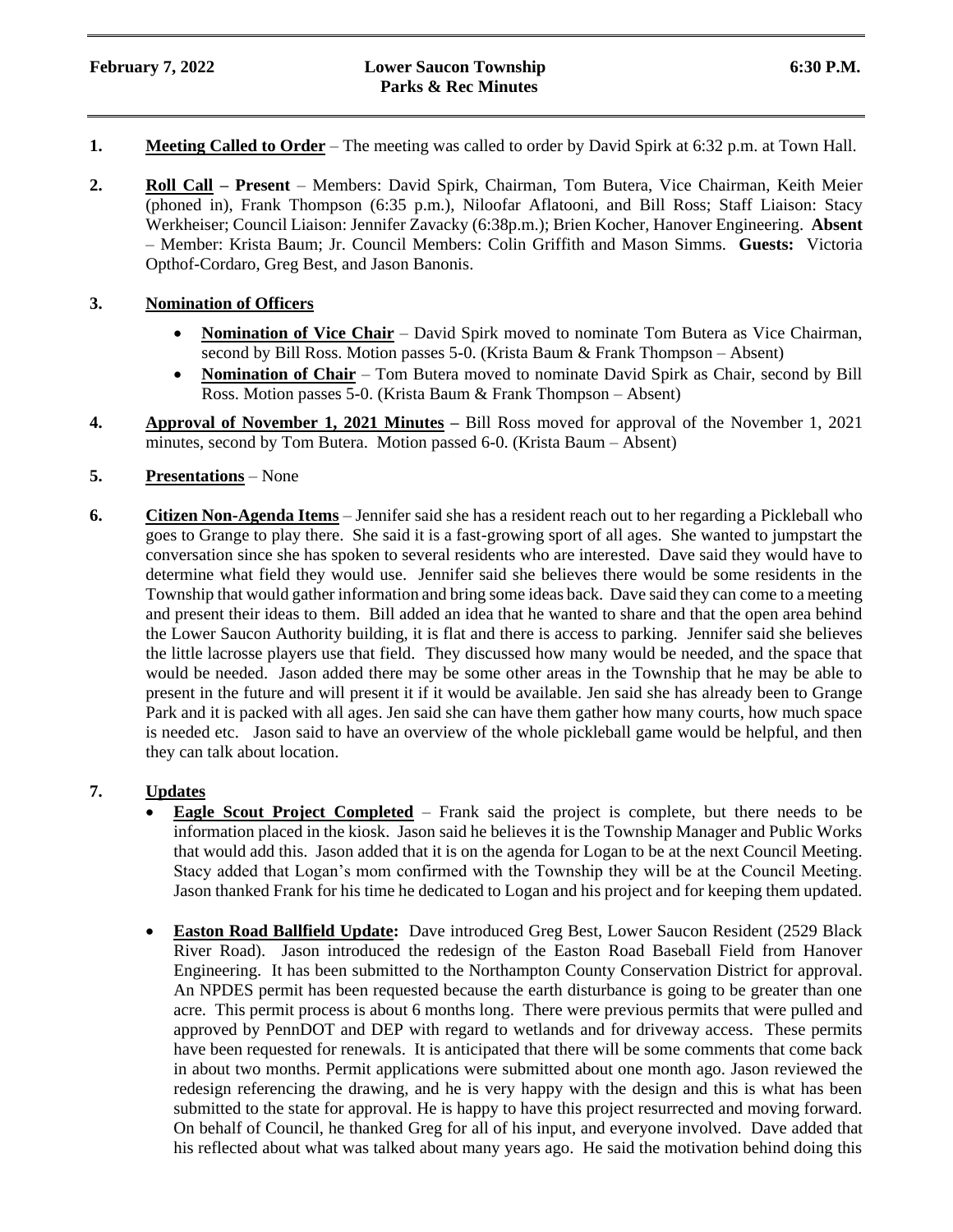**February 7, 2022** **Lower Saucon Township** **6:30 P.M.**
**Parks & Rec Minutes**

---

1. **Meeting Called to Order** – The meeting was called to order by David Spirk at 6:32 p.m. at Town Hall.

2. **Roll Call – Present** – Members: David Spirk, Chairman, Tom Butera, Vice Chairman, Keith Meier (phoned in), Frank Thompson (6:35 p.m.), Niloofar Aflatooni, and Bill Ross; Staff Liaison: Stacy Werkheiser; Council Liaison: Jennifer Zavacky (6:38p.m.); Brien Kocher, Hanover Engineering. **Absent** – Member: Krista Baum; Jr. Council Members: Colin Griffith and Mason Simms. **Guests:** Victoria Opthof-Cordaro, Greg Best, and Jason Banonis.

3. **Nomination of Officers**
   - **Nomination of Vice Chair** – David Spirk moved to nominate Tom Butera as Vice Chairman, second by Bill Ross. Motion passes 5-0. (Krista Baum & Frank Thompson – Absent)
   - **Nomination of Chair** – Tom Butera moved to nominate David Spirk as Chair, second by Bill Ross. Motion passes 5-0. (Krista Baum & Frank Thompson – Absent)

4. **Approval of November 1, 2021 Minutes –** Bill Ross moved for approval of the November 1, 2021 minutes, second by Tom Butera. Motion passed 6-0. (Krista Baum – Absent)

5. **Presentations** – None

6. **Citizen Non-Agenda Items** – Jennifer said she has a resident reach out to her regarding a Pickleball who goes to Grange to play there. She said it is a fast-growing sport of all ages. She wanted to jumpstart the conversation since she has spoken to several residents who are interested. Dave said they would have to determine what field they would use. Jennifer said she believes there would be some residents in the Township that would gather information and bring some ideas back. Dave said they can come to a meeting and present their ideas to them. Bill added an idea that he wanted to share and that the open area behind the Lower Saucon Authority building, it is flat and there is access to parking. Jennifer said she believes the little lacrosse players use that field. They discussed how many would be needed, and the space that would be needed. Jason added there may be some other areas in the Township that he may be able to present in the future and will present it if it would be available. Jen said she has already been to Grange Park and it is packed with all ages. Jen said she can have them gather how many courts, how much space is needed etc. Jason said to have an overview of the whole pickleball game would be helpful, and then they can talk about location.

7. **Updates**
   - **Eagle Scout Project Completed** – Frank said the project is complete, but there needs to be information placed in the kiosk. Jason said he believes it is the Township Manager and Public Works that would add this. Jason added that it is on the agenda for Logan to be at the next Council Meeting. Stacy added that Logan's mom confirmed with the Township they will be at the Council Meeting. Jason thanked Frank for his time he dedicated to Logan and his project and for keeping them updated.
   - **Easton Road Ballfield Update:** Dave introduced Greg Best, Lower Saucon Resident (2529 Black River Road). Jason introduced the redesign of the Easton Road Baseball Field from Hanover Engineering. It has been submitted to the Northampton County Conservation District for approval. An NPDES permit has been requested because the earth disturbance is going to be greater than one acre. This permit process is about 6 months long. There were previous permits that were pulled and approved by PennDOT and DEP with regard to wetlands and for driveway access. These permits have been requested for renewals. It is anticipated that there will be some comments that come back in about two months. Permit applications were submitted about one month ago. Jason reviewed the redesign referencing the drawing, and he is very happy with the design and this is what has been submitted to the state for approval. He is happy to have this project resurrected and moving forward. On behalf of Council, he thanked Greg for all of his input, and everyone involved. Dave added that his reflected about what was talked about many years ago. He said the motivation behind doing this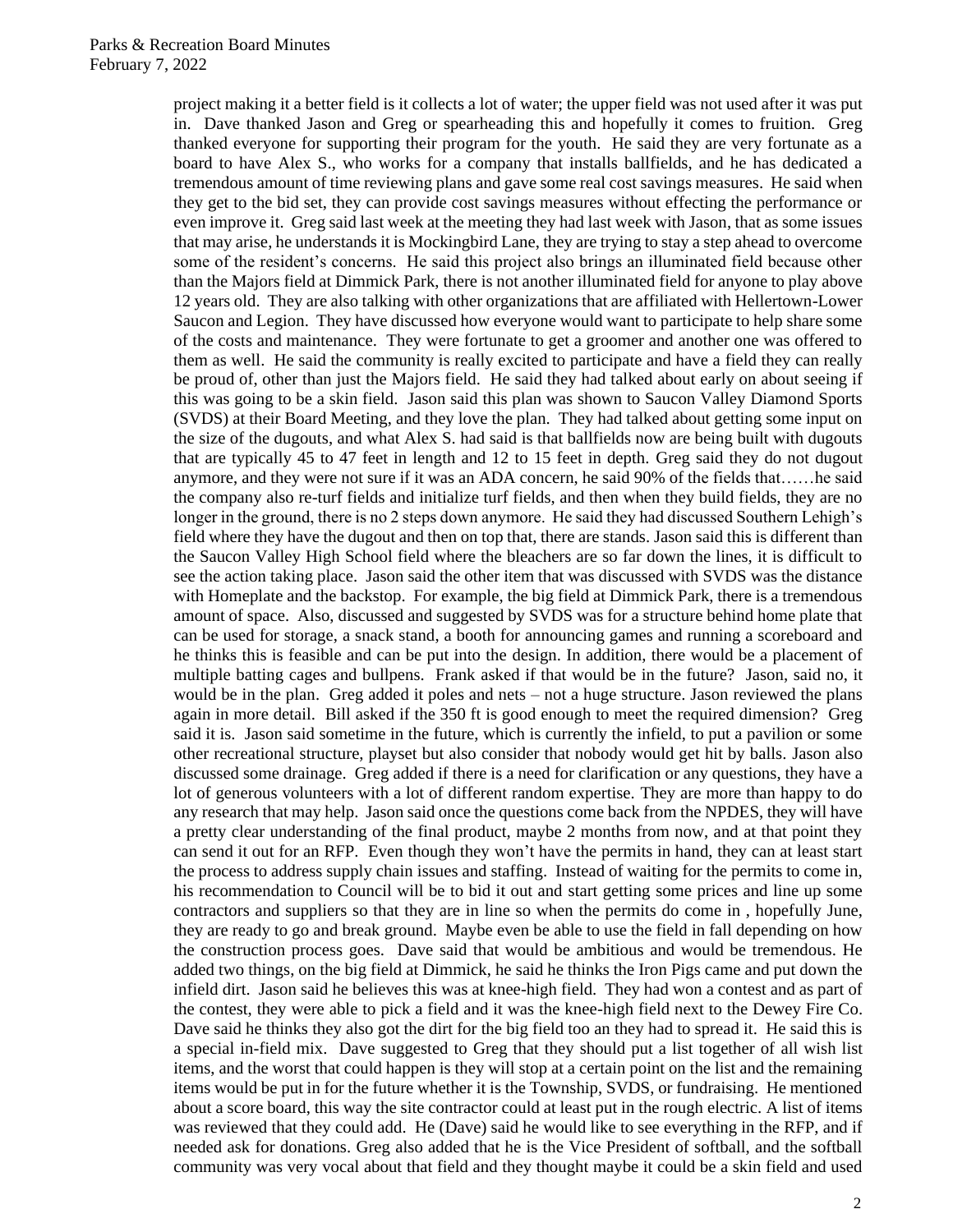project making it a better field is it collects a lot of water; the upper field was not used after it was put in. Dave thanked Jason and Greg or spearheading this and hopefully it comes to fruition. Greg thanked everyone for supporting their program for the youth. He said they are very fortunate as a board to have Alex S., who works for a company that installs ballfields, and he has dedicated a tremendous amount of time reviewing plans and gave some real cost savings measures. He said when they get to the bid set, they can provide cost savings measures without effecting the performance or even improve it. Greg said last week at the meeting they had last week with Jason, that as some issues that may arise, he understands it is Mockingbird Lane, they are trying to stay a step ahead to overcome some of the resident's concerns. He said this project also brings an illuminated field because other than the Majors field at Dimmick Park, there is not another illuminated field for anyone to play above 12 years old. They are also talking with other organizations that are affiliated with Hellertown-Lower Saucon and Legion. They have discussed how everyone would want to participate to help share some of the costs and maintenance. They were fortunate to get a groomer and another one was offered to them as well. He said the community is really excited to participate and have a field they can really be proud of, other than just the Majors field. He said they had talked about early on about seeing if this was going to be a skin field. Jason said this plan was shown to Saucon Valley Diamond Sports (SVDS) at their Board Meeting, and they love the plan. They had talked about getting some input on the size of the dugouts, and what Alex S. had said is that ballfields now are being built with dugouts that are typically 45 to 47 feet in length and 12 to 15 feet in depth. Greg said they do not dugout anymore, and they were not sure if it was an ADA concern, he said 90% of the fields that……he said the company also re-turf fields and initialize turf fields, and then when they build fields, they are no longer in the ground, there is no 2 steps down anymore. He said they had discussed Southern Lehigh's field where they have the dugout and then on top that, there are stands. Jason said this is different than the Saucon Valley High School field where the bleachers are so far down the lines, it is difficult to see the action taking place. Jason said the other item that was discussed with SVDS was the distance with Homeplate and the backstop. For example, the big field at Dimmick Park, there is a tremendous amount of space. Also, discussed and suggested by SVDS was for a structure behind home plate that can be used for storage, a snack stand, a booth for announcing games and running a scoreboard and he thinks this is feasible and can be put into the design. In addition, there would be a placement of multiple batting cages and bullpens. Frank asked if that would be in the future? Jason, said no, it would be in the plan. Greg added it poles and nets – not a huge structure. Jason reviewed the plans again in more detail. Bill asked if the 350 ft is good enough to meet the required dimension? Greg said it is. Jason said sometime in the future, which is currently the infield, to put a pavilion or some other recreational structure, playset but also consider that nobody would get hit by balls. Jason also discussed some drainage. Greg added if there is a need for clarification or any questions, they have a lot of generous volunteers with a lot of different random expertise. They are more than happy to do any research that may help. Jason said once the questions come back from the NPDES, they will have a pretty clear understanding of the final product, maybe 2 months from now, and at that point they can send it out for an RFP. Even though they won't have the permits in hand, they can at least start the process to address supply chain issues and staffing. Instead of waiting for the permits to come in, his recommendation to Council will be to bid it out and start getting some prices and line up some contractors and suppliers so that they are in line so when the permits do come in , hopefully June, they are ready to go and break ground. Maybe even be able to use the field in fall depending on how the construction process goes. Dave said that would be ambitious and would be tremendous. He added two things, on the big field at Dimmick, he said he thinks the Iron Pigs came and put down the infield dirt. Jason said he believes this was at knee-high field. They had won a contest and as part of the contest, they were able to pick a field and it was the knee-high field next to the Dewey Fire Co. Dave said he thinks they also got the dirt for the big field too an they had to spread it. He said this is a special in-field mix. Dave suggested to Greg that they should put a list together of all wish list items, and the worst that could happen is they will stop at a certain point on the list and the remaining items would be put in for the future whether it is the Township, SVDS, or fundraising. He mentioned about a score board, this way the site contractor could at least put in the rough electric. A list of items was reviewed that they could add. He (Dave) said he would like to see everything in the RFP, and if needed ask for donations. Greg also added that he is the Vice President of softball, and the softball community was very vocal about that field and they thought maybe it could be a skin field and used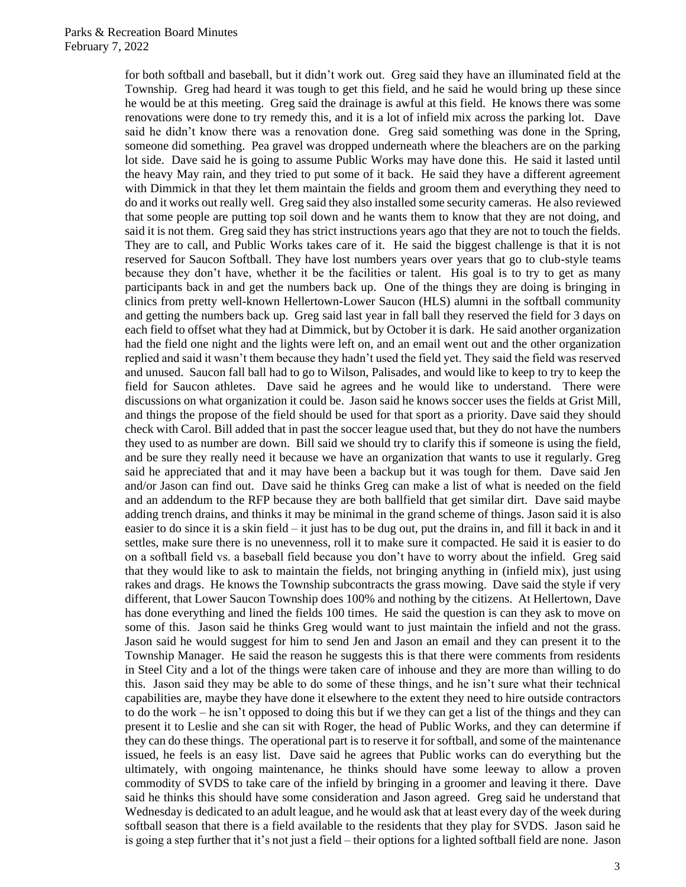for both softball and baseball, but it didn't work out. Greg said they have an illuminated field at the Township. Greg had heard it was tough to get this field, and he said he would bring up these since he would be at this meeting. Greg said the drainage is awful at this field. He knows there was some renovations were done to try remedy this, and it is a lot of infield mix across the parking lot. Dave said he didn't know there was a renovation done. Greg said something was done in the Spring, someone did something. Pea gravel was dropped underneath where the bleachers are on the parking lot side. Dave said he is going to assume Public Works may have done this. He said it lasted until the heavy May rain, and they tried to put some of it back. He said they have a different agreement with Dimmick in that they let them maintain the fields and groom them and everything they need to do and it works out really well. Greg said they also installed some security cameras. He also reviewed that some people are putting top soil down and he wants them to know that they are not doing, and said it is not them. Greg said they has strict instructions years ago that they are not to touch the fields. They are to call, and Public Works takes care of it. He said the biggest challenge is that it is not reserved for Saucon Softball. They have lost numbers years over years that go to club-style teams because they don't have, whether it be the facilities or talent. His goal is to try to get as many participants back in and get the numbers back up. One of the things they are doing is bringing in clinics from pretty well-known Hellertown-Lower Saucon (HLS) alumni in the softball community and getting the numbers back up. Greg said last year in fall ball they reserved the field for 3 days on each field to offset what they had at Dimmick, but by October it is dark. He said another organization had the field one night and the lights were left on, and an email went out and the other organization replied and said it wasn't them because they hadn't used the field yet. They said the field was reserved and unused. Saucon fall ball had to go to Wilson, Palisades, and would like to keep to try to keep the field for Saucon athletes. Dave said he agrees and he would like to understand. There were discussions on what organization it could be. Jason said he knows soccer uses the fields at Grist Mill, and things the propose of the field should be used for that sport as a priority. Dave said they should check with Carol. Bill added that in past the soccer league used that, but they do not have the numbers they used to as number are down. Bill said we should try to clarify this if someone is using the field, and be sure they really need it because we have an organization that wants to use it regularly. Greg said he appreciated that and it may have been a backup but it was tough for them. Dave said Jen and/or Jason can find out. Dave said he thinks Greg can make a list of what is needed on the field and an addendum to the RFP because they are both ballfield that get similar dirt. Dave said maybe adding trench drains, and thinks it may be minimal in the grand scheme of things. Jason said it is also easier to do since it is a skin field – it just has to be dug out, put the drains in, and fill it back in and it settles, make sure there is no unevenness, roll it to make sure it compacted. He said it is easier to do on a softball field vs. a baseball field because you don't have to worry about the infield. Greg said that they would like to ask to maintain the fields, not bringing anything in (infield mix), just using rakes and drags. He knows the Township subcontracts the grass mowing. Dave said the style if very different, that Lower Saucon Township does 100% and nothing by the citizens. At Hellertown, Dave has done everything and lined the fields 100 times. He said the question is can they ask to move on some of this. Jason said he thinks Greg would want to just maintain the infield and not the grass. Jason said he would suggest for him to send Jen and Jason an email and they can present it to the Township Manager. He said the reason he suggests this is that there were comments from residents in Steel City and a lot of the things were taken care of inhouse and they are more than willing to do this. Jason said they may be able to do some of these things, and he isn't sure what their technical capabilities are, maybe they have done it elsewhere to the extent they need to hire outside contractors to do the work – he isn't opposed to doing this but if we they can get a list of the things and they can present it to Leslie and she can sit with Roger, the head of Public Works, and they can determine if they can do these things. The operational part is to reserve it for softball, and some of the maintenance issued, he feels is an easy list. Dave said he agrees that Public works can do everything but the ultimately, with ongoing maintenance, he thinks should have some leeway to allow a proven commodity of SVDS to take care of the infield by bringing in a groomer and leaving it there. Dave said he thinks this should have some consideration and Jason agreed. Greg said he understand that Wednesday is dedicated to an adult league, and he would ask that at least every day of the week during softball season that there is a field available to the residents that they play for SVDS. Jason said he is going a step further that it's not just a field – their options for a lighted softball field are none. Jason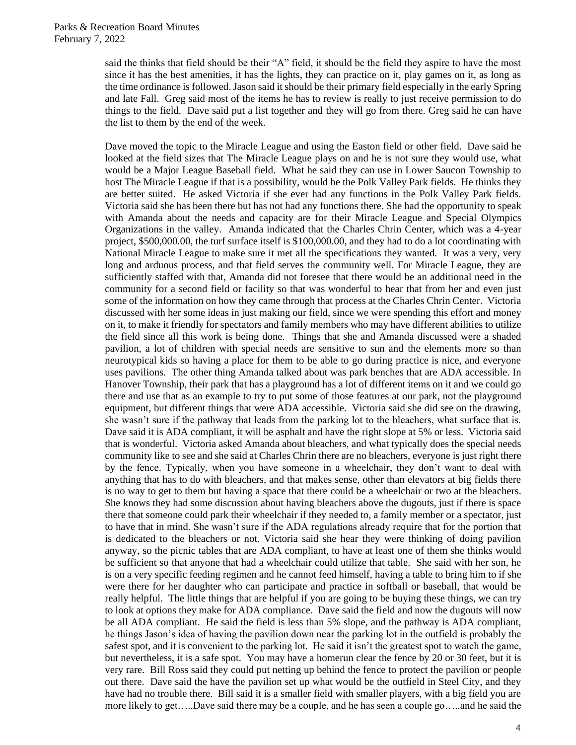said the thinks that field should be their "A" field, it should be the field they aspire to have the most since it has the best amenities, it has the lights, they can practice on it, play games on it, as long as the time ordinance is followed. Jason said it should be their primary field especially in the early Spring and late Fall. Greg said most of the items he has to review is really to just receive permission to do things to the field. Dave said put a list together and they will go from there. Greg said he can have the list to them by the end of the week.

Dave moved the topic to the Miracle League and using the Easton field or other field. Dave said he looked at the field sizes that The Miracle League plays on and he is not sure they would use, what would be a Major League Baseball field. What he said they can use in Lower Saucon Township to host The Miracle League if that is a possibility, would be the Polk Valley Park fields. He thinks they are better suited. He asked Victoria if she ever had any functions in the Polk Valley Park fields. Victoria said she has been there but has not had any functions there. She had the opportunity to speak with Amanda about the needs and capacity are for their Miracle League and Special Olympics Organizations in the valley. Amanda indicated that the Charles Chrin Center, which was a 4-year project, $500,000.00, the turf surface itself is $100,000.00, and they had to do a lot coordinating with National Miracle League to make sure it met all the specifications they wanted. It was a very, very long and arduous process, and that field serves the community well. For Miracle League, they are sufficiently staffed with that, Amanda did not foresee that there would be an additional need in the community for a second field or facility so that was wonderful to hear that from her and even just some of the information on how they came through that process at the Charles Chrin Center. Victoria discussed with her some ideas in just making our field, since we were spending this effort and money on it, to make it friendly for spectators and family members who may have different abilities to utilize the field since all this work is being done. Things that she and Amanda discussed were a shaded pavilion, a lot of children with special needs are sensitive to sun and the elements more so than neurotypical kids so having a place for them to be able to go during practice is nice, and everyone uses pavilions. The other thing Amanda talked about was park benches that are ADA accessible. In Hanover Township, their park that has a playground has a lot of different items on it and we could go there and use that as an example to try to put some of those features at our park, not the playground equipment, but different things that were ADA accessible. Victoria said she did see on the drawing, she wasn't sure if the pathway that leads from the parking lot to the bleachers, what surface that is. Dave said it is ADA compliant, it will be asphalt and have the right slope at 5% or less. Victoria said that is wonderful. Victoria asked Amanda about bleachers, and what typically does the special needs community like to see and she said at Charles Chrin there are no bleachers, everyone is just right there by the fence. Typically, when you have someone in a wheelchair, they don't want to deal with anything that has to do with bleachers, and that makes sense, other than elevators at big fields there is no way to get to them but having a space that there could be a wheelchair or two at the bleachers. She knows they had some discussion about having bleachers above the dugouts, just if there is space there that someone could park their wheelchair if they needed to, a family member or a spectator, just to have that in mind. She wasn't sure if the ADA regulations already require that for the portion that is dedicated to the bleachers or not. Victoria said she hear they were thinking of doing pavilion anyway, so the picnic tables that are ADA compliant, to have at least one of them she thinks would be sufficient so that anyone that had a wheelchair could utilize that table. She said with her son, he is on a very specific feeding regimen and he cannot feed himself, having a table to bring him to if she were there for her daughter who can participate and practice in softball or baseball, that would be really helpful. The little things that are helpful if you are going to be buying these things, we can try to look at options they make for ADA compliance. Dave said the field and now the dugouts will now be all ADA compliant. He said the field is less than 5% slope, and the pathway is ADA compliant, he things Jason's idea of having the pavilion down near the parking lot in the outfield is probably the safest spot, and it is convenient to the parking lot. He said it isn't the greatest spot to watch the game, but nevertheless, it is a safe spot. You may have a homerun clear the fence by 20 or 30 feet, but it is very rare. Bill Ross said they could put netting up behind the fence to protect the pavilion or people out there. Dave said the have the pavilion set up what would be the outfield in Steel City, and they have had no trouble there. Bill said it is a smaller field with smaller players, with a big field you are more likely to get…..Dave said there may be a couple, and he has seen a couple go…..and he said the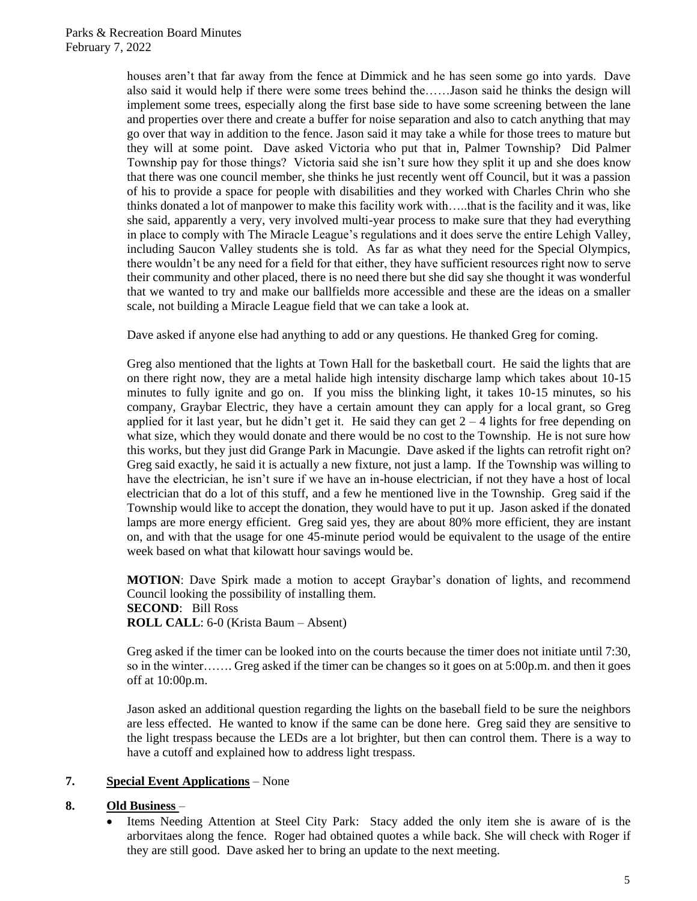houses aren't that far away from the fence at Dimmick and he has seen some go into yards. Dave also said it would help if there were some trees behind the……Jason said he thinks the design will implement some trees, especially along the first base side to have some screening between the lane and properties over there and create a buffer for noise separation and also to catch anything that may go over that way in addition to the fence. Jason said it may take a while for those trees to mature but they will at some point. Dave asked Victoria who put that in, Palmer Township? Did Palmer Township pay for those things? Victoria said she isn't sure how they split it up and she does know that there was one council member, she thinks he just recently went off Council, but it was a passion of his to provide a space for people with disabilities and they worked with Charles Chrin who she thinks donated a lot of manpower to make this facility work with…..that is the facility and it was, like she said, apparently a very, very involved multi-year process to make sure that they had everything in place to comply with The Miracle League's regulations and it does serve the entire Lehigh Valley, including Saucon Valley students she is told. As far as what they need for the Special Olympics, there wouldn't be any need for a field for that either, they have sufficient resources right now to serve their community and other placed, there is no need there but she did say she thought it was wonderful that we wanted to try and make our ballfields more accessible and these are the ideas on a smaller scale, not building a Miracle League field that we can take a look at.

Dave asked if anyone else had anything to add or any questions. He thanked Greg for coming.

Greg also mentioned that the lights at Town Hall for the basketball court. He said the lights that are on there right now, they are a metal halide high intensity discharge lamp which takes about 10-15 minutes to fully ignite and go on. If you miss the blinking light, it takes 10-15 minutes, so his company, Graybar Electric, they have a certain amount they can apply for a local grant, so Greg applied for it last year, but he didn't get it. He said they can get 2 – 4 lights for free depending on what size, which they would donate and there would be no cost to the Township. He is not sure how this works, but they just did Grange Park in Macungie. Dave asked if the lights can retrofit right on? Greg said exactly, he said it is actually a new fixture, not just a lamp. If the Township was willing to have the electrician, he isn't sure if we have an in-house electrician, if not they have a host of local electrician that do a lot of this stuff, and a few he mentioned live in the Township. Greg said if the Township would like to accept the donation, they would have to put it up. Jason asked if the donated lamps are more energy efficient. Greg said yes, they are about 80% more efficient, they are instant on, and with that the usage for one 45-minute period would be equivalent to the usage of the entire week based on what that kilowatt hour savings would be.

**MOTION**: Dave Spirk made a motion to accept Graybar's donation of lights, and recommend Council looking the possibility of installing them.
**SECOND**: Bill Ross
**ROLL CALL**: 6-0 (Krista Baum – Absent)

Greg asked if the timer can be looked into on the courts because the timer does not initiate until 7:30, so in the winter……. Greg asked if the timer can be changes so it goes on at 5:00p.m. and then it goes off at 10:00p.m.

Jason asked an additional question regarding the lights on the baseball field to be sure the neighbors are less effected. He wanted to know if the same can be done here. Greg said they are sensitive to the light trespass because the LEDs are a lot brighter, but then can control them. There is a way to have a cutoff and explained how to address light trespass.

**7. Special Event Applications** – None

**8. Old Business** –

- Items Needing Attention at Steel City Park: Stacy added the only item she is aware of is the arborvitaes along the fence. Roger had obtained quotes a while back. She will check with Roger if they are still good. Dave asked her to bring an update to the next meeting.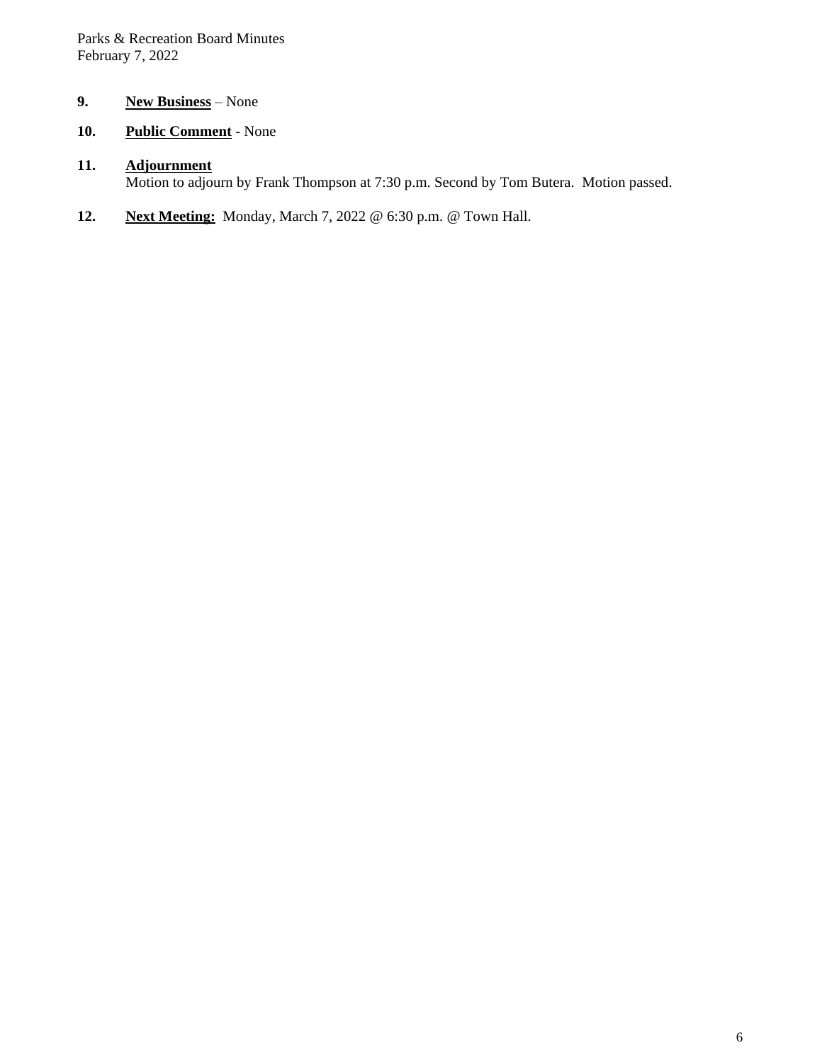**9.** **New Business** – None

**10.** **Public Comment** - None

**11.** **Adjournment**

Motion to adjourn by Frank Thompson at 7:30 p.m. Second by Tom Butera. Motion passed.

**12.** **Next Meeting:** Monday, March 7, 2022 @ 6:30 p.m. @ Town Hall.